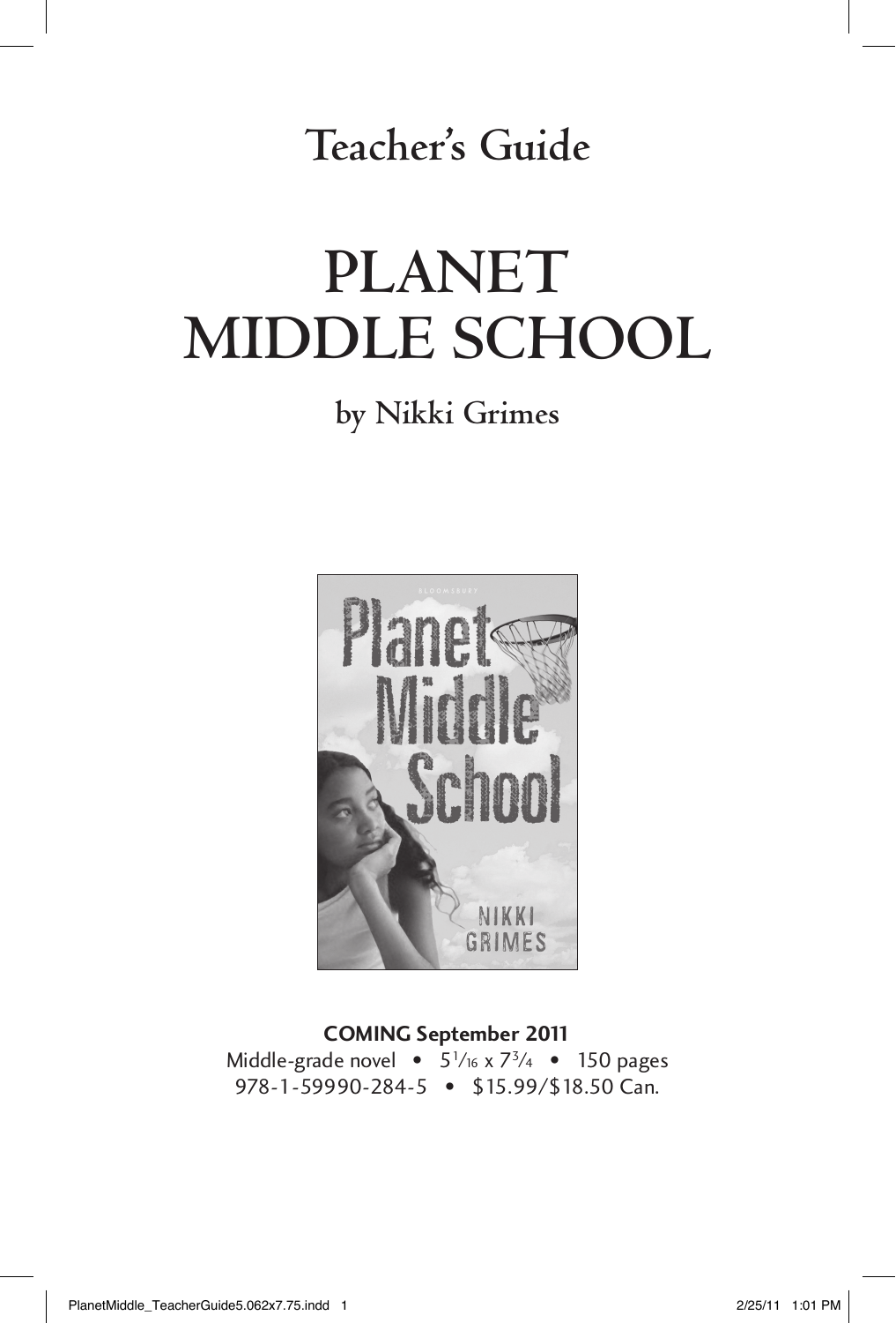## Teacher's Guide

# PLANET MIDDLE SCHOOL

### by Nikki Grimes

**COMING September 2011**

Middle-grade novel • $5^{1}/_{16}$ x $7^{3}/_{4}$ • 150 pages

978-1-59990-284-5 • $15.99/$18.50 Can.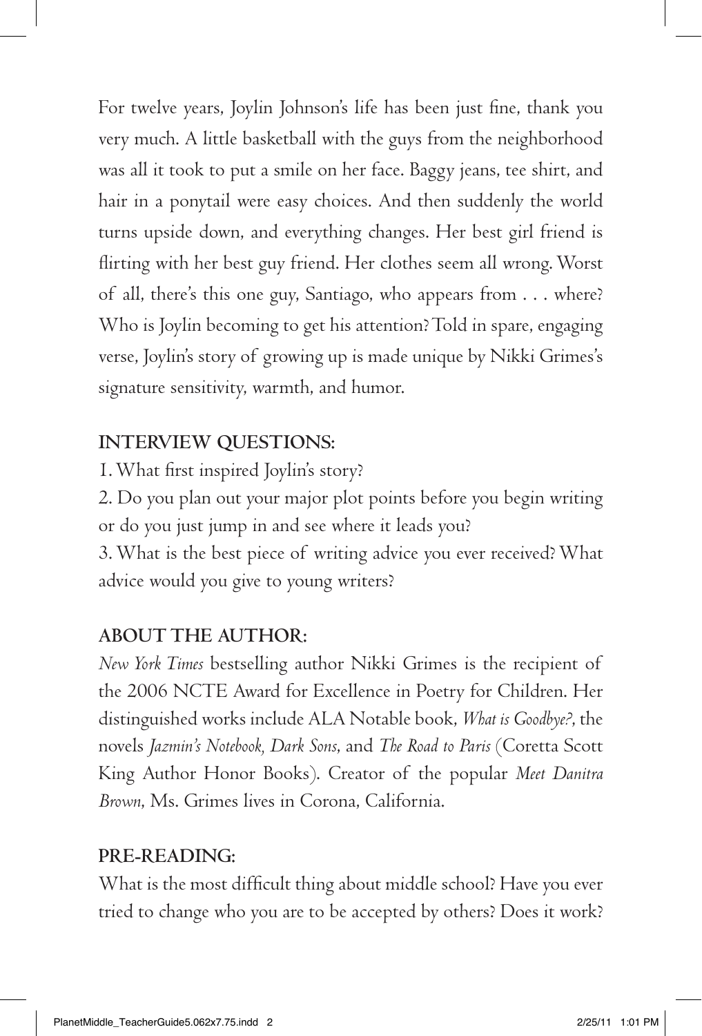For twelve years, Joylin Johnson's life has been just fine, thank you very much. A little basketball with the guys from the neighborhood was all it took to put a smile on her face. Baggy jeans, tee shirt, and hair in a ponytail were easy choices. And then suddenly the world turns upside down, and everything changes. Her best girl friend is flirting with her best guy friend. Her clothes seem all wrong. Worst of all, there's this one guy, Santiago, who appears from . . . where? Who is Joylin becoming to get his attention? Told in spare, engaging verse, Joylin's story of growing up is made unique by Nikki Grimes's signature sensitivity, warmth, and humor.

## INTERVIEW QUESTIONS:

1. What first inspired Joylin's story?
2. Do you plan out your major plot points before you begin writing or do you just jump in and see where it leads you?
3. What is the best piece of writing advice you ever received? What advice would you give to young writers?

## ABOUT THE AUTHOR:

*New York Times* bestselling author Nikki Grimes is the recipient of the 2006 NCTE Award for Excellence in Poetry for Children. Her distinguished works include ALA Notable book, *What is Goodbye?*, the novels *Jazmin's Notebook, Dark Sons,* and *The Road to Paris* (Coretta Scott King Author Honor Books). Creator of the popular *Meet Danitra Brown*, Ms. Grimes lives in Corona, California.

## PRE-READING:

What is the most difficult thing about middle school? Have you ever tried to change who you are to be accepted by others? Does it work?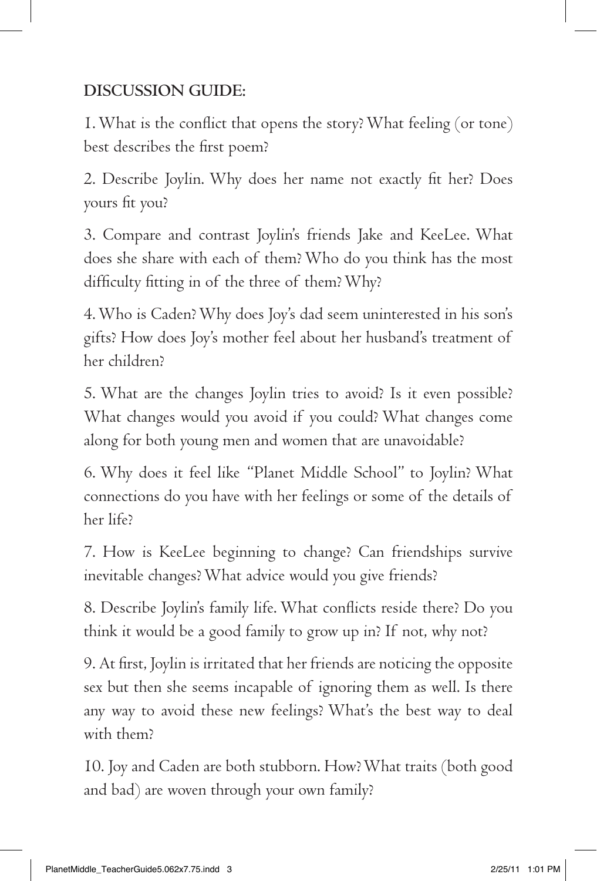## DISCUSSION GUIDE:

1. What is the conflict that opens the story? What feeling (or tone) best describes the first poem?

2. Describe Joylin. Why does her name not exactly fit her? Does yours fit you?

3. Compare and contrast Joylin's friends Jake and KeeLee. What does she share with each of them? Who do you think has the most difficulty fitting in of the three of them? Why?

4. Who is Caden? Why does Joy's dad seem uninterested in his son's gifts? How does Joy's mother feel about her husband's treatment of her children?

5. What are the changes Joylin tries to avoid? Is it even possible? What changes would you avoid if you could? What changes come along for both young men and women that are unavoidable?

6. Why does it feel like "Planet Middle School" to Joylin? What connections do you have with her feelings or some of the details of her life?

7. How is KeeLee beginning to change? Can friendships survive inevitable changes? What advice would you give friends?

8. Describe Joylin's family life. What conflicts reside there? Do you think it would be a good family to grow up in? If not, why not?

9. At first, Joylin is irritated that her friends are noticing the opposite sex but then she seems incapable of ignoring them as well. Is there any way to avoid these new feelings? What's the best way to deal with them?

10. Joy and Caden are both stubborn. How? What traits (both good and bad) are woven through your own family?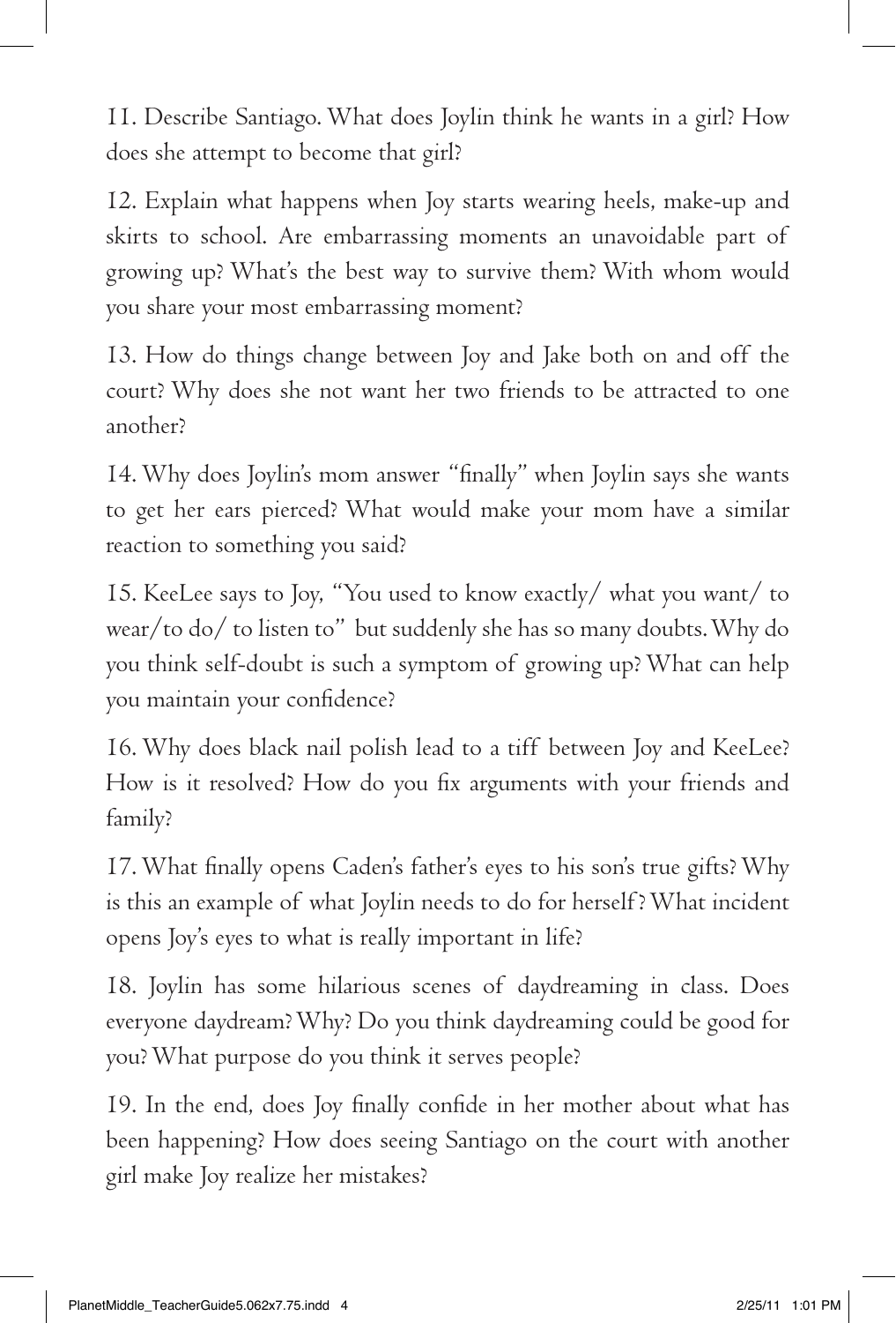11. Describe Santiago. What does Joylin think he wants in a girl? How does she attempt to become that girl?

12. Explain what happens when Joy starts wearing heels, make-up and skirts to school. Are embarrassing moments an unavoidable part of growing up? What's the best way to survive them? With whom would you share your most embarrassing moment?

13. How do things change between Joy and Jake both on and off the court? Why does she not want her two friends to be attracted to one another?

14. Why does Joylin's mom answer "finally" when Joylin says she wants to get her ears pierced? What would make your mom have a similar reaction to something you said?

15. KeeLee says to Joy, "You used to know exactly/ what you want/ to wear/to do/ to listen to" but suddenly she has so many doubts. Why do you think self-doubt is such a symptom of growing up? What can help you maintain your confidence?

16. Why does black nail polish lead to a tiff between Joy and KeeLee? How is it resolved? How do you fix arguments with your friends and family?

17. What finally opens Caden's father's eyes to his son's true gifts? Why is this an example of what Joylin needs to do for herself? What incident opens Joy's eyes to what is really important in life?

18. Joylin has some hilarious scenes of daydreaming in class. Does everyone daydream? Why? Do you think daydreaming could be good for you? What purpose do you think it serves people?

19. In the end, does Joy finally confide in her mother about what has been happening? How does seeing Santiago on the court with another girl make Joy realize her mistakes?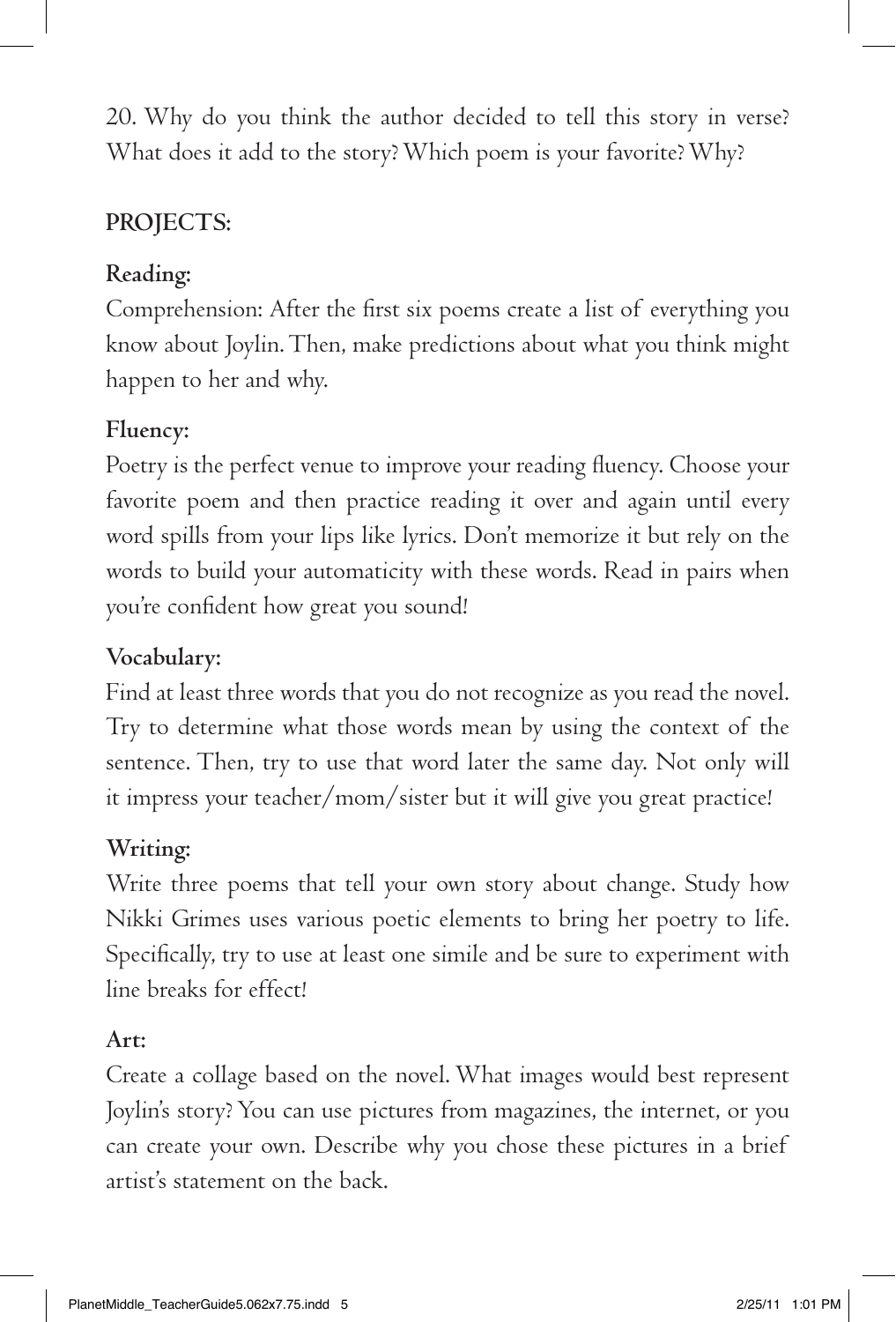20. Why do you think the author decided to tell this story in verse? What does it add to the story? Which poem is your favorite? Why?

## PROJECTS:

### Reading:

Comprehension: After the first six poems create a list of everything you know about Joylin. Then, make predictions about what you think might happen to her and why.

### Fluency:

Poetry is the perfect venue to improve your reading fluency. Choose your favorite poem and then practice reading it over and again until every word spills from your lips like lyrics. Don't memorize it but rely on the words to build your automaticity with these words. Read in pairs when you're confident how great you sound!

### Vocabulary:

Find at least three words that you do not recognize as you read the novel. Try to determine what those words mean by using the context of the sentence. Then, try to use that word later the same day. Not only will it impress your teacher/mom/sister but it will give you great practice!

### Writing:

Write three poems that tell your own story about change. Study how Nikki Grimes uses various poetic elements to bring her poetry to life. Specifically, try to use at least one simile and be sure to experiment with line breaks for effect!

### Art:

Create a collage based on the novel. What images would best represent Joylin's story? You can use pictures from magazines, the internet, or you can create your own. Describe why you chose these pictures in a brief artist's statement on the back.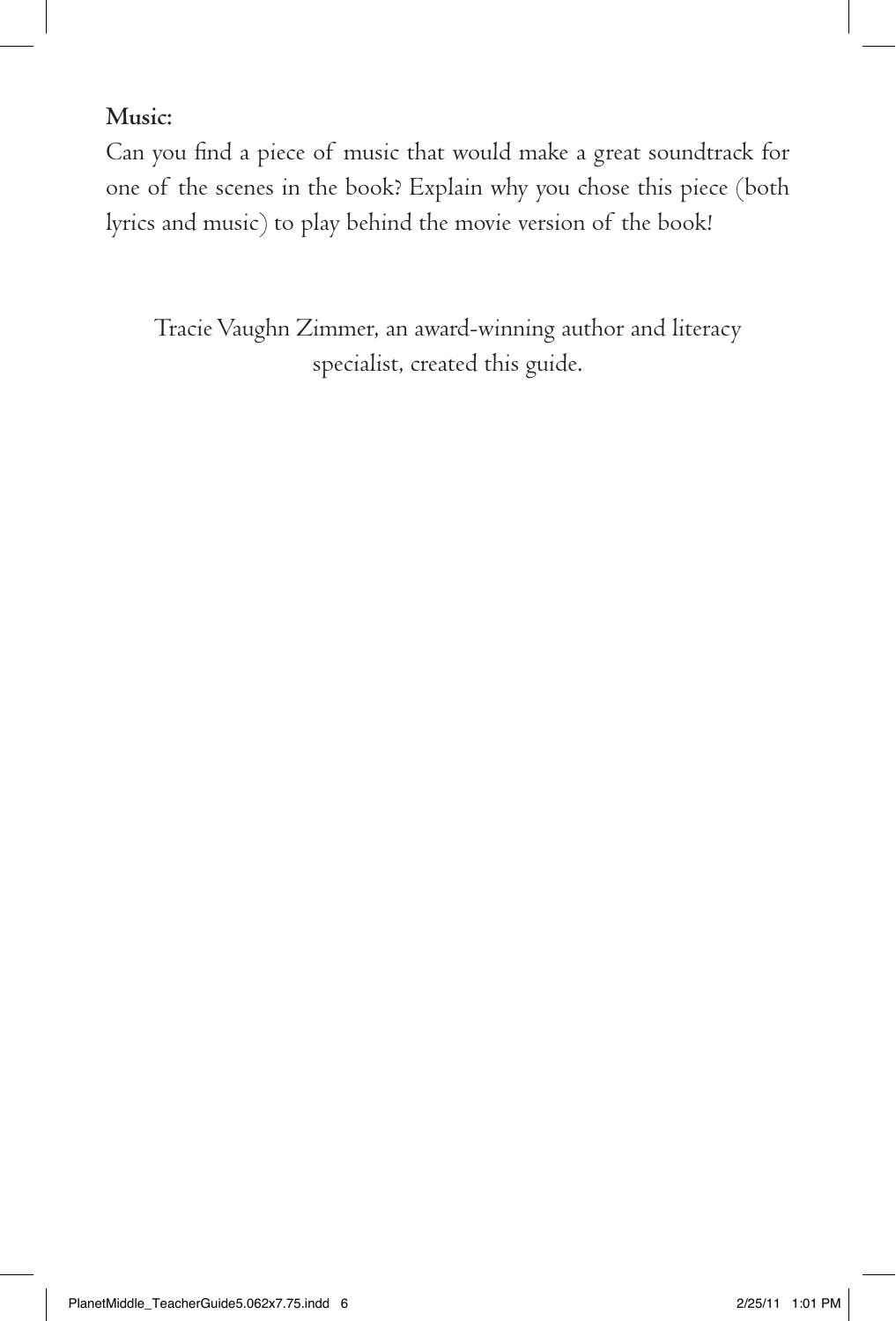**Music:**

Can you find a piece of music that would make a great soundtrack for one of the scenes in the book? Explain why you chose this piece (both lyrics and music) to play behind the movie version of the book!

Tracie Vaughn Zimmer, an award-winning author and literacy specialist, created this guide.